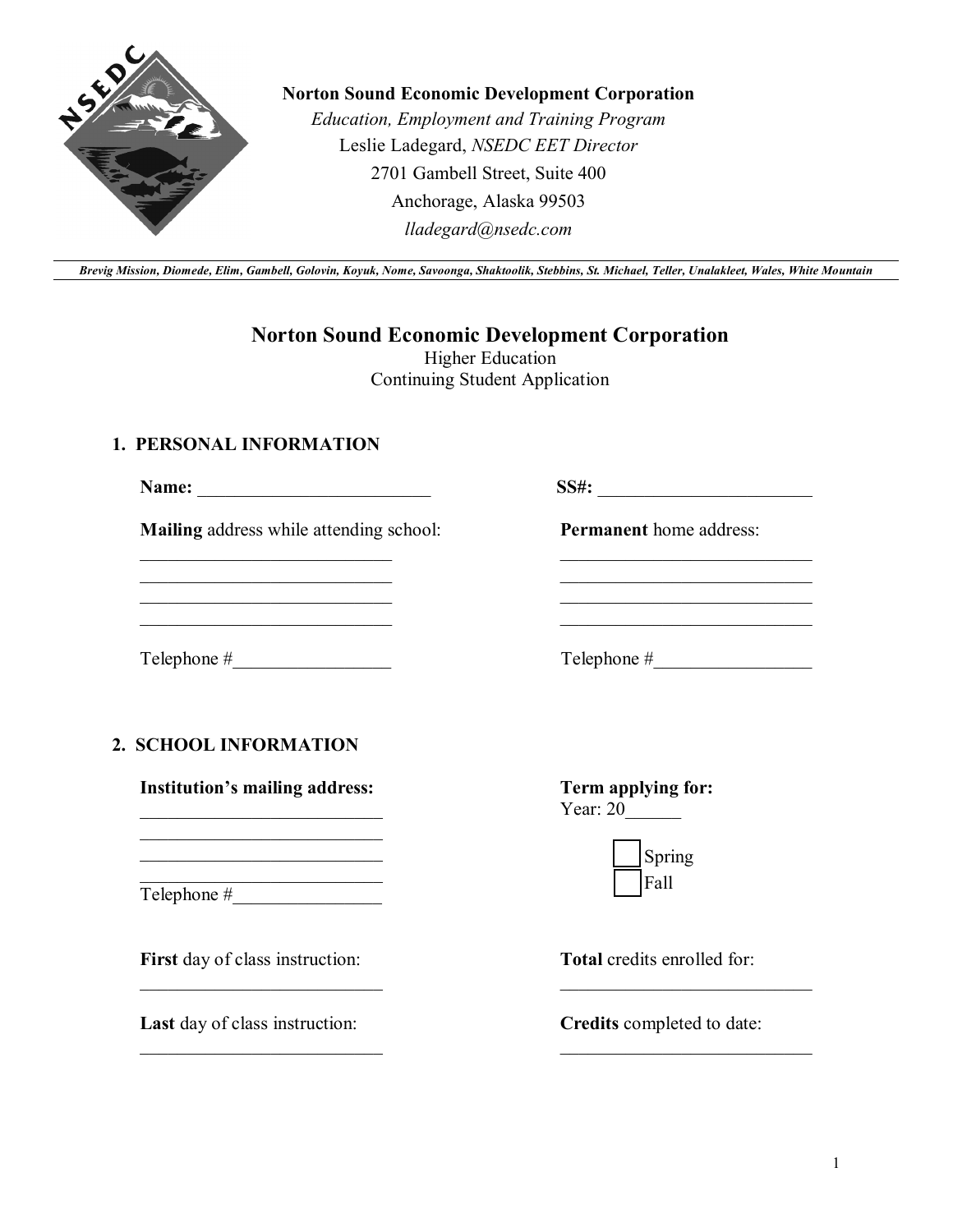**Norton Sound Economic Development Corporation**

*Education, Employment and Training Program*

Leslie Ladegard, *NSEDC EET Director*

2701 Gambell Street, Suite 400

Anchorage, Alaska 99503

*lladegard@nsedc.com*

***Brevig Mission, Diomede, Elim, Gambell, Golovin, Koyuk, Nome, Savoonga, Shaktoolik, Stebbins, St. Michael, Teller, Unalakleet, Wales, White Mountain***

# Norton Sound Economic Development Corporation

Higher Education

Continuing Student Application

## 1. PERSONAL INFORMATION

**Name:** ___________________________

**SS#:** ________________________

**Mailing** address while attending school:

____________________________

____________________________

____________________________

____________________________

Telephone #_________________

**Permanent** home address:

____________________________

____________________________

____________________________

____________________________

Telephone #_________________

## 2. SCHOOL INFORMATION

**Institution's mailing address:**

___________________________

___________________________

___________________________

___________________________

Telephone #________________

**Term applying for:**

Year: 20______

☐ Spring

☐ Fall

**First** day of class instruction:

___________________________

**Last** day of class instruction:

___________________________

**Total** credits enrolled for:

____________________________

**Credits** completed to date:

____________________________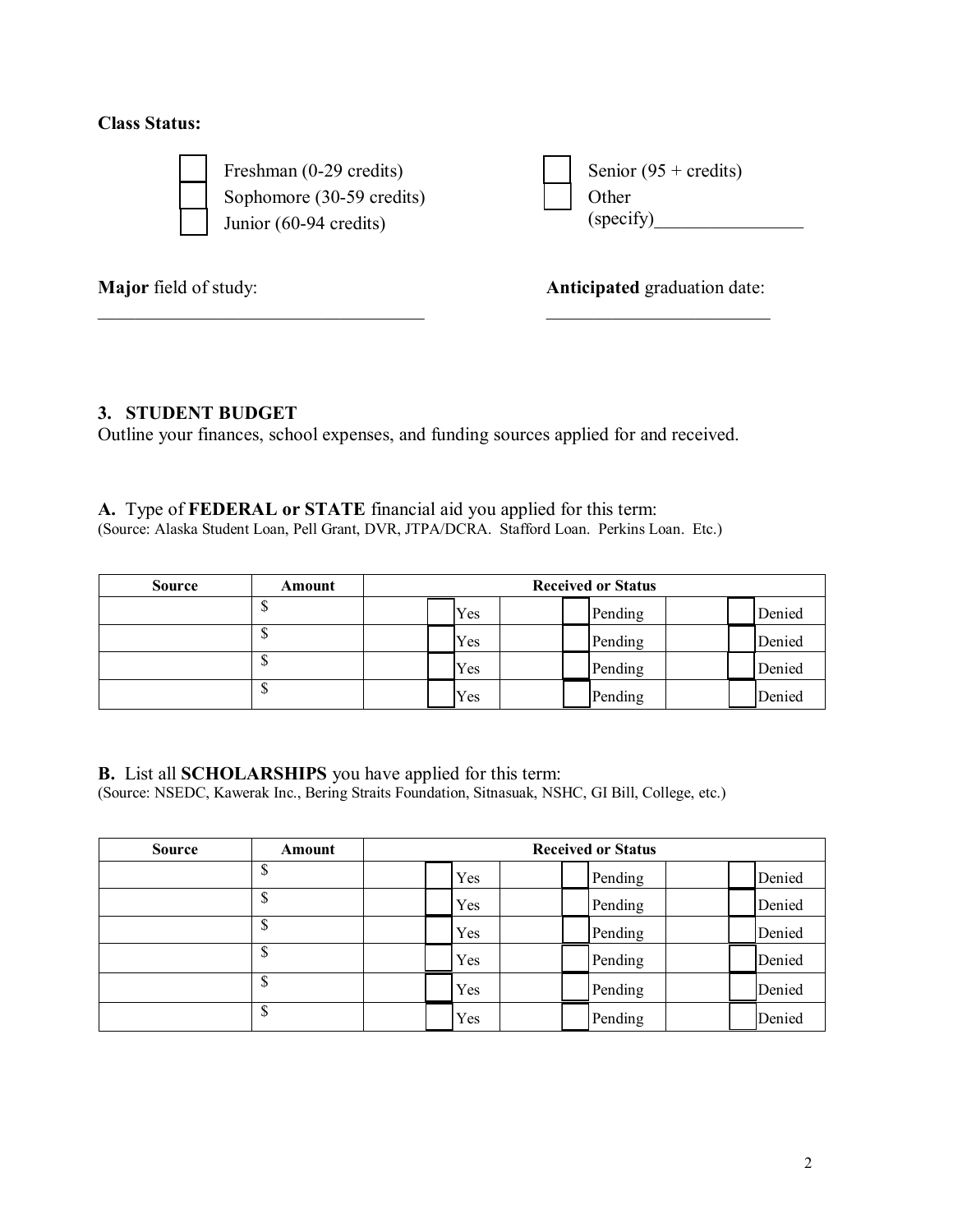**Class Status:**

- ☐ Freshman (0-29 credits)
- ☐ Sophomore (30-59 credits)
- ☐ Junior (60-94 credits)
- ☐ Senior (95 + credits)
- ☐ Other (specify)________________

**Major** field of study: ____________________________________

**Anticipated** graduation date: _________________________

### 3. STUDENT BUDGET

Outline your finances, school expenses, and funding sources applied for and received.

**A.** Type of **FEDERAL or STATE** financial aid you applied for this term:
(Source: Alaska Student Loan, Pell Grant, DVR, JTPA/DCRA. Stafford Loan. Perkins Loan. Etc.)

| Source | Amount | Received or Status | | |
|---|---|---|---|---|
| | $ | ☐ Yes | ☐ Pending | ☐ Denied |
| | $ | ☐ Yes | ☐ Pending | ☐ Denied |
| | $ | ☐ Yes | ☐ Pending | ☐ Denied |
| | $ | ☐ Yes | ☐ Pending | ☐ Denied |

**B.** List all **SCHOLARSHIPS** you have applied for this term:
(Source: NSEDC, Kawerak Inc., Bering Straits Foundation, Sitnasuak, NSHC, GI Bill, College, etc.)

| Source | Amount | Received or Status | | |
|---|---|---|---|---|
| | $ | ☐ Yes | ☐ Pending | ☐ Denied |
| | $ | ☐ Yes | ☐ Pending | ☐ Denied |
| | $ | ☐ Yes | ☐ Pending | ☐ Denied |
| | $ | ☐ Yes | ☐ Pending | ☐ Denied |
| | $ | ☐ Yes | ☐ Pending | ☐ Denied |
| | $ | ☐ Yes | ☐ Pending | ☐ Denied |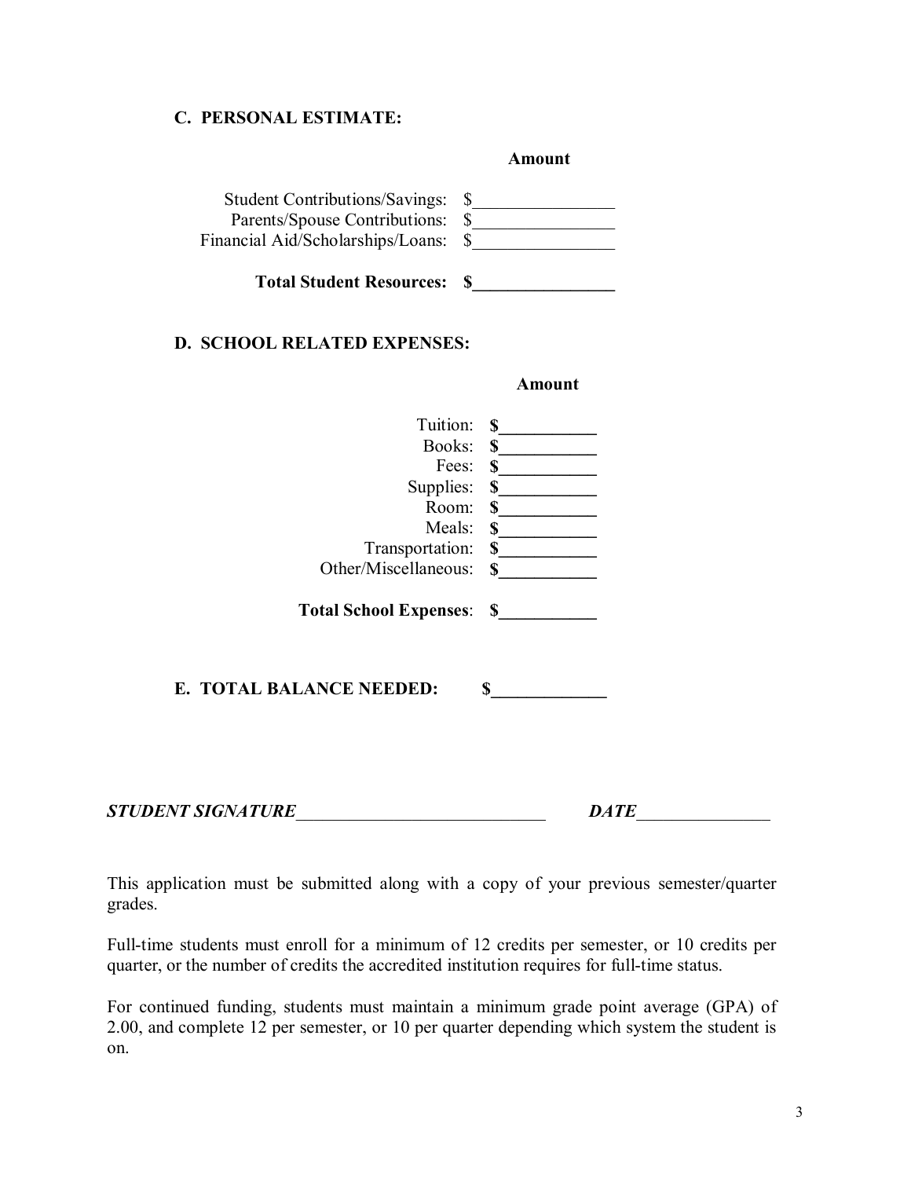## C. PERSONAL ESTIMATE:

| | Amount |
|---|---|
| Student Contributions/Savings: | $________________ |
| Parents/Spouse Contributions: | $________________ |
| Financial Aid/Scholarships/Loans: | $________________ |
| **Total Student Resources:** | **$________________** |

## D. SCHOOL RELATED EXPENSES:

| | Amount |
|---|---|
| Tuition: | **$___________** |
| Books: | **$___________** |
| Fees: | **$___________** |
| Supplies: | **$___________** |
| Room: | **$___________** |
| Meals: | **$___________** |
| Transportation: | **$___________** |
| Other/Miscellaneous: | **$___________** |
| **Total School Expenses**: | **$___________** |

## E. TOTAL BALANCE NEEDED: $_____________

***STUDENT SIGNATURE***____________________________ ***DATE***_______________

This application must be submitted along with a copy of your previous semester/quarter grades.

Full-time students must enroll for a minimum of 12 credits per semester, or 10 credits per quarter, or the number of credits the accredited institution requires for full-time status.

For continued funding, students must maintain a minimum grade point average (GPA) of 2.00, and complete 12 per semester, or 10 per quarter depending which system the student is on.